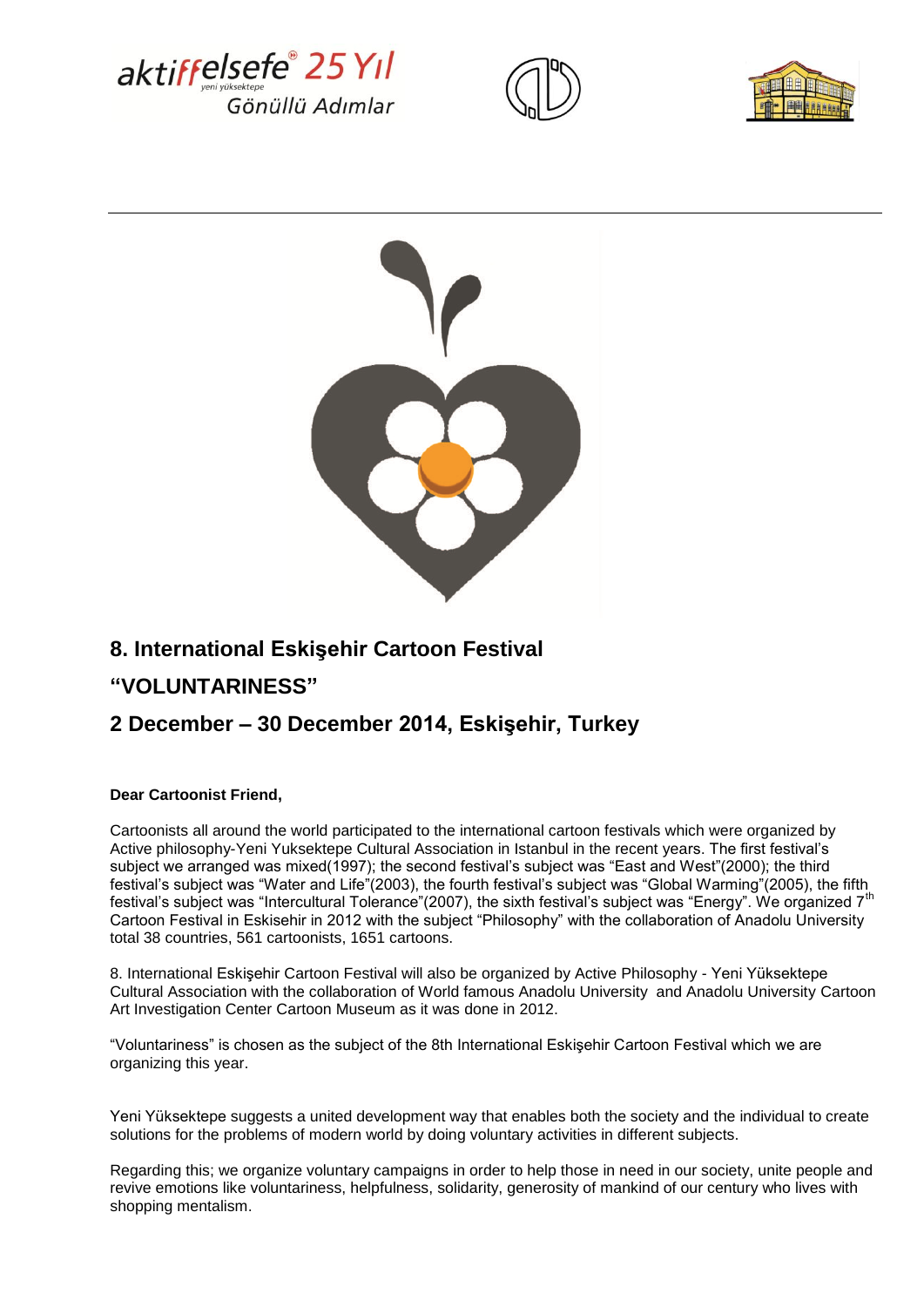aktiffelsefe® 25 Yıl
yeni yüksektepe
Gönüllü Adımlar

# 8. International Eskişehir Cartoon Festival

## "VOLUNTARINESS"

## 2 December – 30 December 2014, Eskişehir, Turkey

**Dear Cartoonist Friend,**

Cartoonists all around the world participated to the international cartoon festivals which were organized by Active philosophy-Yeni Yuksektepe Cultural Association in Istanbul in the recent years. The first festival's subject we arranged was mixed(1997); the second festival's subject was "East and West"(2000); the third festival's subject was "Water and Life"(2003), the fourth festival's subject was "Global Warming"(2005), the fifth festival's subject was "Intercultural Tolerance"(2007), the sixth festival's subject was "Energy". We organized 7th Cartoon Festival in Eskisehir in 2012 with the subject "Philosophy" with the collaboration of Anadolu University total 38 countries, 561 cartoonists, 1651 cartoons.

8. International Eskişehir Cartoon Festival will also be organized by Active Philosophy - Yeni Yüksektepe Cultural Association with the collaboration of World famous Anadolu University and Anadolu University Cartoon Art Investigation Center Cartoon Museum as it was done in 2012.

"Voluntariness" is chosen as the subject of the 8th International Eskişehir Cartoon Festival which we are organizing this year.

Yeni Yüksektepe suggests a united development way that enables both the society and the individual to create solutions for the problems of modern world by doing voluntary activities in different subjects.

Regarding this; we organize voluntary campaigns in order to help those in need in our society, unite people and revive emotions like voluntariness, helpfulness, solidarity, generosity of mankind of our century who lives with shopping mentalism.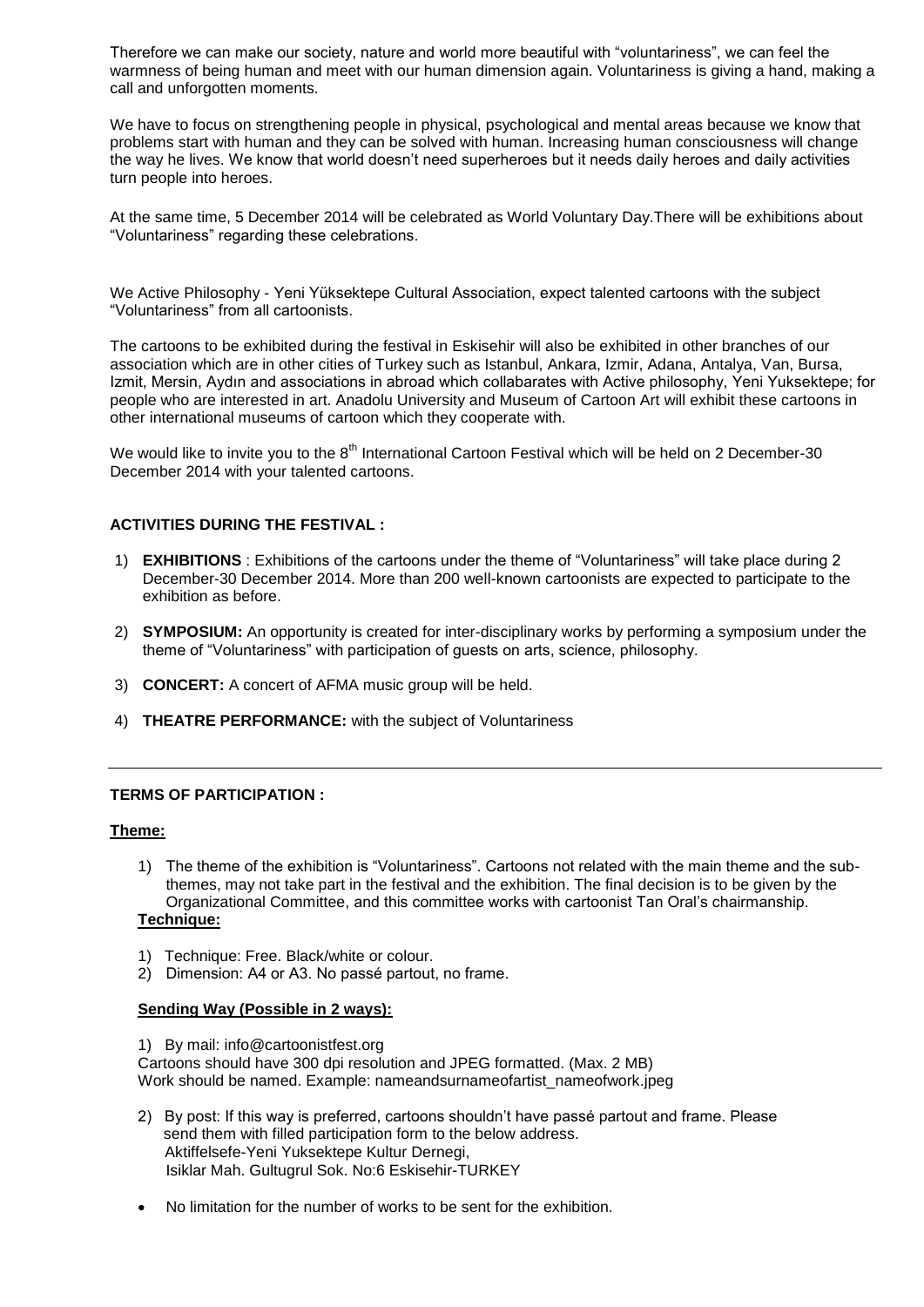Therefore we can make our society, nature and world more beautiful with "voluntariness", we can feel the warmness of being human and meet with our human dimension again. Voluntariness is giving a hand, making a call and unforgotten moments.

We have to focus on strengthening people in physical, psychological and mental areas because we know that problems start with human and they can be solved with human. Increasing human consciousness will change the way he lives. We know that world doesn't need superheroes but it needs daily heroes and daily activities turn people into heroes.

At the same time, 5 December 2014 will be celebrated as World Voluntary Day.There will be exhibitions about "Voluntariness" regarding these celebrations.

We Active Philosophy - Yeni Yüksektepe Cultural Association, expect talented cartoons with the subject "Voluntariness" from all cartoonists.

The cartoons to be exhibited during the festival in Eskisehir will also be exhibited in other branches of our association which are in other cities of Turkey such as Istanbul, Ankara, Izmir, Adana, Antalya, Van, Bursa, Izmit, Mersin, Aydın and associations in abroad which collabarates with Active philosophy, Yeni Yuksektepe; for people who are interested in art. Anadolu University and Museum of Cartoon Art will exhibit these cartoons in other international museums of cartoon which they cooperate with.

We would like to invite you to the 8th International Cartoon Festival which will be held on 2 December-30 December 2014 with your talented cartoons.

**ACTIVITIES DURING THE FESTIVAL :**

1) **EXHIBITIONS** : Exhibitions of the cartoons under the theme of "Voluntariness" will take place during 2 December-30 December 2014. More than 200 well-known cartoonists are expected to participate to the exhibition as before.
2) **SYMPOSIUM:** An opportunity is created for inter-disciplinary works by performing a symposium under the theme of "Voluntariness" with participation of guests on arts, science, philosophy.
3) **CONCERT:** A concert of AFMA music group will be held.
4) **THEATRE PERFORMANCE:** with the subject of Voluntariness

---

**TERMS OF PARTICIPATION :**

**Theme:**

1) The theme of the exhibition is "Voluntariness". Cartoons not related with the main theme and the sub-themes, may not take part in the festival and the exhibition. The final decision is to be given by the Organizational Committee, and this committee works with cartoonist Tan Oral's chairmanship.

**Technique:**

1) Technique: Free. Black/white or colour.
2) Dimension: A4 or A3. No passé partout, no frame.

**Sending Way (Possible in 2 ways):**

1) By mail: info@cartoonistfest.org
Cartoons should have 300 dpi resolution and JPEG formatted. (Max. 2 MB)
Work should be named. Example: nameandsurnameofartist_nameofwork.jpeg

2) By post: If this way is preferred, cartoons shouldn't have passé partout and frame. Please send them with filled participation form to the below address.
Aktiffelsefe-Yeni Yuksektepe Kultur Dernegi,
Isiklar Mah. Gultugrul Sok. No:6 Eskisehir-TURKEY

- No limitation for the number of works to be sent for the exhibition.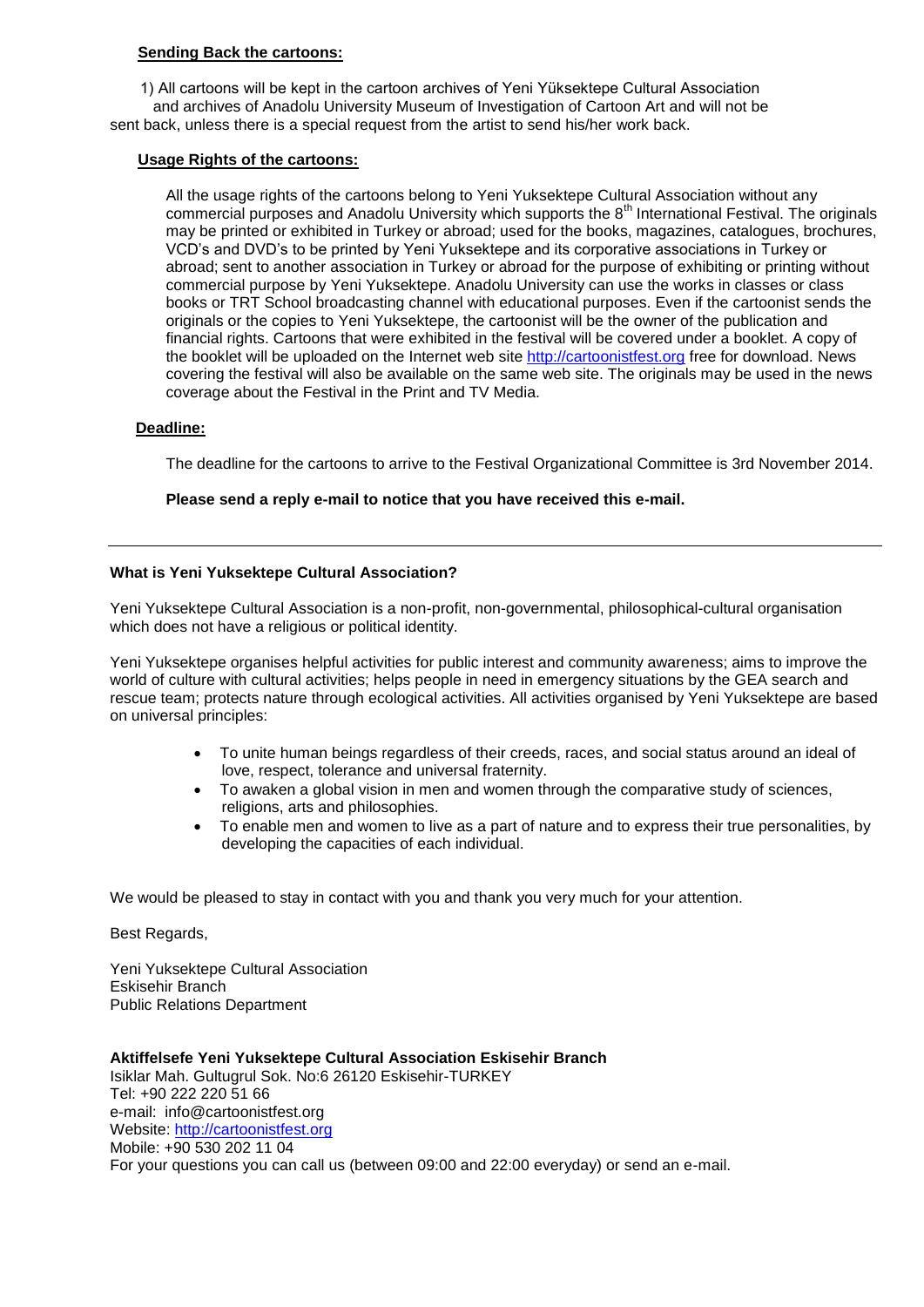**Sending Back the cartoons:**

1) All cartoons will be kept in the cartoon archives of Yeni Yüksektepe Cultural Association and archives of Anadolu University Museum of Investigation of Cartoon Art and will not be sent back, unless there is a special request from the artist to send his/her work back.

**Usage Rights of the cartoons:**

All the usage rights of the cartoons belong to Yeni Yuksektepe Cultural Association without any commercial purposes and Anadolu University which supports the 8th International Festival. The originals may be printed or exhibited in Turkey or abroad; used for the books, magazines, catalogues, brochures, VCD's and DVD's to be printed by Yeni Yuksektepe and its corporative associations in Turkey or abroad; sent to another association in Turkey or abroad for the purpose of exhibiting or printing without commercial purpose by Yeni Yuksektepe. Anadolu University can use the works in classes or class books or TRT School broadcasting channel with educational purposes. Even if the cartoonist sends the originals or the copies to Yeni Yuksektepe, the cartoonist will be the owner of the publication and financial rights. Cartoons that were exhibited in the festival will be covered under a booklet. A copy of the booklet will be uploaded on the Internet web site [http://cartoonistfest.org](http://cartoonistfest.org) free for download. News covering the festival will also be available on the same web site. The originals may be used in the news coverage about the Festival in the Print and TV Media.

**Deadline:**

The deadline for the cartoons to arrive to the Festival Organizational Committee is 3rd November 2014.

**Please send a reply e-mail to notice that you have received this e-mail.**

---

**What is Yeni Yuksektepe Cultural Association?**

Yeni Yuksektepe Cultural Association is a non-profit, non-governmental, philosophical-cultural organisation which does not have a religious or political identity.

Yeni Yuksektepe organises helpful activities for public interest and community awareness; aims to improve the world of culture with cultural activities; helps people in need in emergency situations by the GEA search and rescue team; protects nature through ecological activities. All activities organised by Yeni Yuksektepe are based on universal principles:

- To unite human beings regardless of their creeds, races, and social status around an ideal of love, respect, tolerance and universal fraternity.
- To awaken a global vision in men and women through the comparative study of sciences, religions, arts and philosophies.
- To enable men and women to live as a part of nature and to express their true personalities, by developing the capacities of each individual.

We would be pleased to stay in contact with you and thank you very much for your attention.

Best Regards,

Yeni Yuksektepe Cultural Association
Eskisehir Branch
Public Relations Department

**Aktiffelsefe Yeni Yuksektepe Cultural Association Eskisehir Branch**
Isiklar Mah. Gultugrul Sok. No:6 26120 Eskisehir-TURKEY
Tel: +90 222 220 51 66
e-mail: info@cartoonistfest.org
Website: [http://cartoonistfest.org](http://cartoonistfest.org)
Mobile: +90 530 202 11 04
For your questions you can call us (between 09:00 and 22:00 everyday) or send an e-mail.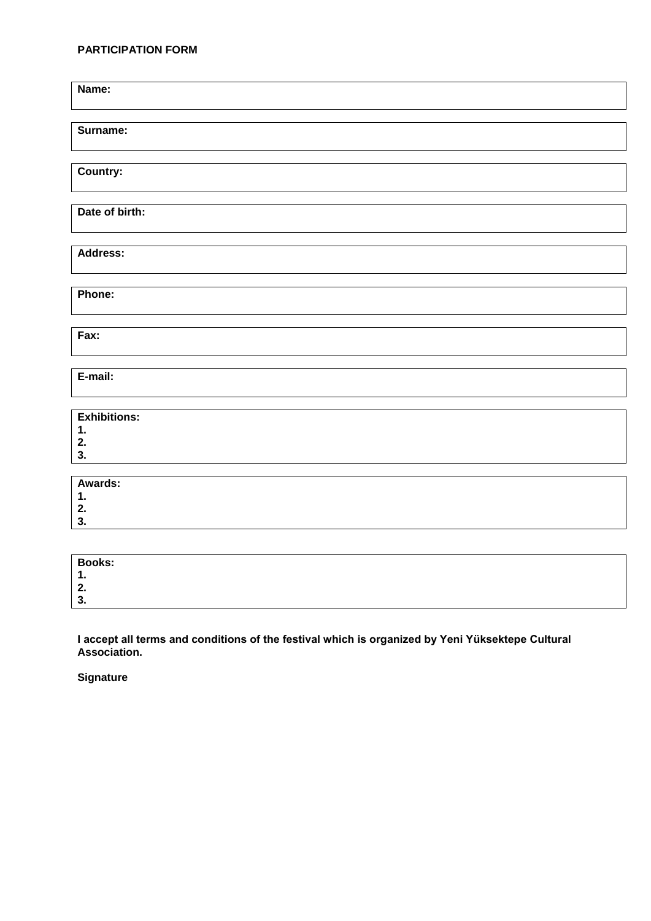**PARTICIPATION FORM**

**Name:**

**Surname:**

**Country:**

**Date of birth:**

**Address:**

**Phone:**

**Fax:**

**E-mail:**

**Exhibitions:**
**1.**
**2.**
**3.**

**Awards:**
**1.**
**2.**
**3.**

**Books:**
**1.**
**2.**
**3.**

**I accept all terms and conditions of the festival which is organized by Yeni Yüksektepe Cultural Association.**

**Signature**